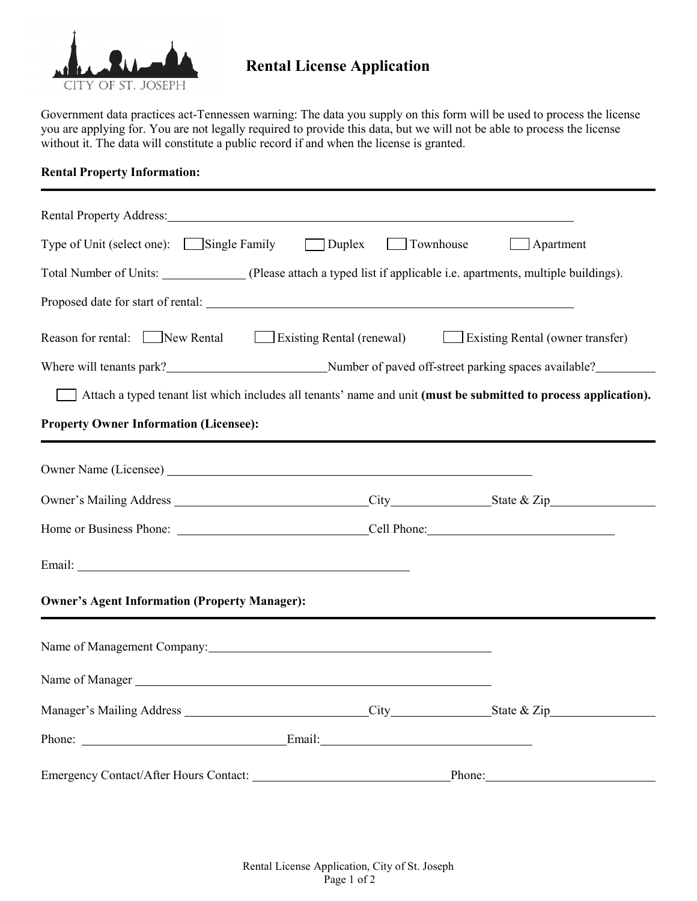CITY OF ST. JOSEPH

# Rental License Application

Government data practices act-Tennessen warning: The data you supply on this form will be used to process the license you are applying for. You are not legally required to provide this data, but we will not be able to process the license without it. The data will constitute a public record if and when the license is granted.

**Rental Property Information:**

---

Rental Property Address: ______________________________

Type of Unit (select one): ☐ Single Family ☐ Duplex ☐ Townhouse ☐ Apartment

Total Number of Units: __________ (Please attach a typed list if applicable i.e. apartments, multiple buildings).

Proposed date for start of rental: ______________________________

Reason for rental: ☐ New Rental ☐ Existing Rental (renewal) ☐ Existing Rental (owner transfer)

Where will tenants park? ____________ Number of paved off-street parking spaces available? ____________

☐ Attach a typed tenant list which includes all tenants' name and unit **(must be submitted to process application).**

**Property Owner Information (Licensee):**

---

Owner Name (Licensee) ______________________________

Owner's Mailing Address ____________ City ____________ State & Zip ____________

Home or Business Phone: ____________ Cell Phone: ____________

Email: ______________________________

**Owner's Agent Information (Property Manager):**

---

Name of Management Company: ______________________________

Name of Manager ______________________________

Manager's Mailing Address ____________ City ____________ State & Zip ____________

Phone: ____________ Email: ____________

Emergency Contact/After Hours Contact: ____________ Phone: ____________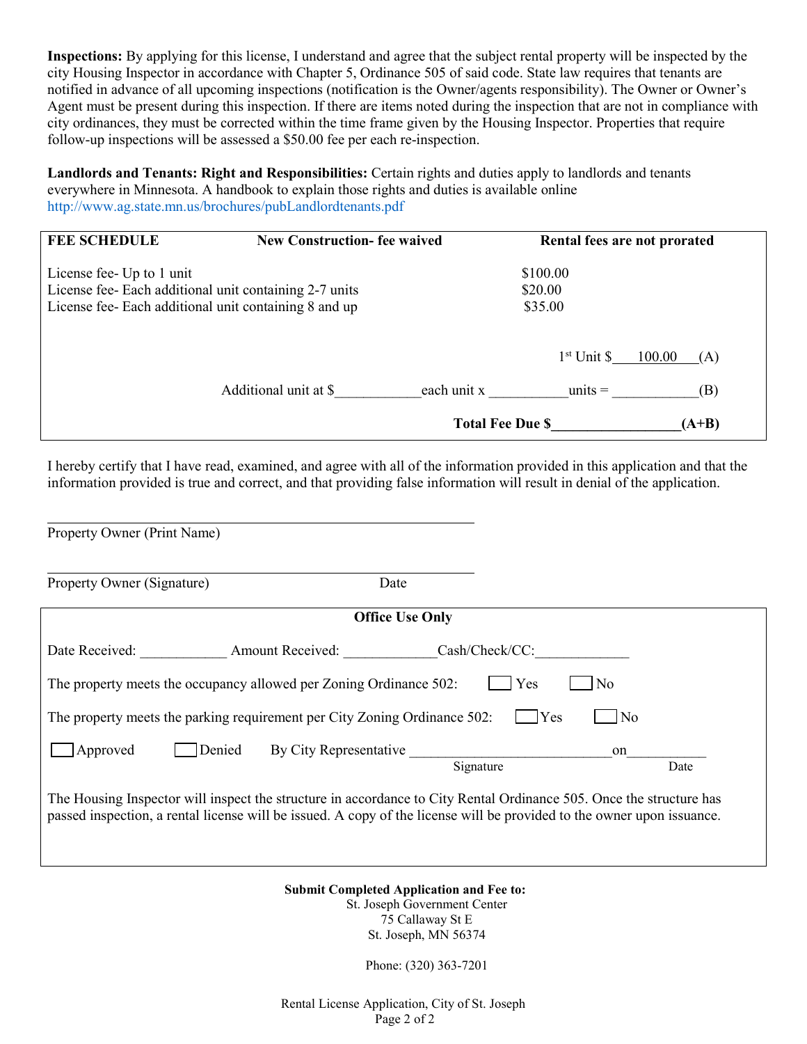**Inspections:** By applying for this license, I understand and agree that the subject rental property will be inspected by the city Housing Inspector in accordance with Chapter 5, Ordinance 505 of said code. State law requires that tenants are notified in advance of all upcoming inspections (notification is the Owner/agents responsibility). The Owner or Owner's Agent must be present during this inspection. If there are items noted during the inspection that are not in compliance with city ordinances, they must be corrected within the time frame given by the Housing Inspector. Properties that require follow-up inspections will be assessed a $50.00 fee per each re-inspection.

**Landlords and Tenants: Right and Responsibilities:** Certain rights and duties apply to landlords and tenants everywhere in Minnesota. A handbook to explain those rights and duties is available online http://www.ag.state.mn.us/brochures/pubLandlordtenants.pdf

| **FEE SCHEDULE** | **New Construction- fee waived** | **Rental fees are not prorated** |
|---|---|---|
| License fee- Up to 1 unit | | $100.00 |
| License fee- Each additional unit containing 2-7 units | | $20.00 |
| License fee- Each additional unit containing 8 and up | | $35.00 |

1st Unit $\_\_\_100.00\_\_\_(A)

Additional unit at $\_\_\_\_\_\_\_\_\_\_\_\_each unit x \_\_\_\_\_\_\_\_\_\_\_units = \_\_\_\_\_\_\_\_\_\_\_\_(B)

**Total Fee Due $\_\_\_\_\_\_\_\_\_\_\_\_\_\_\_\_\_\_(A+B)**

I hereby certify that I have read, examined, and agree with all of the information provided in this application and that the information provided is true and correct, and that providing false information will result in denial of the application.

\_\_\_\_\_\_\_\_\_\_\_\_\_\_\_\_\_\_\_\_\_\_\_\_\_\_\_\_\_\_\_\_\_\_\_\_\_\_\_\_\_\_\_\_\_\_
Property Owner (Print Name)

\_\_\_\_\_\_\_\_\_\_\_\_\_\_\_\_\_\_\_\_\_\_\_\_\_\_\_\_\_\_\_\_\_\_\_\_\_\_\_\_\_\_\_\_\_\_
Property Owner (Signature) Date

**Office Use Only**

Date Received: \_\_\_\_\_\_\_\_\_\_\_\_ Amount Received: \_\_\_\_\_\_\_\_\_\_\_\_\_Cash/Check/CC:\_\_\_\_\_\_\_\_\_\_\_\_\_

The property meets the occupancy allowed per Zoning Ordinance 502: ☐ Yes ☐ No

The property meets the parking requirement per City Zoning Ordinance 502: ☐ Yes ☐ No

☐ Approved ☐ Denied By City Representative \_\_\_\_\_\_\_\_\_\_\_\_\_\_\_\_\_\_\_\_\_\_\_\_\_\_\_\_\_on\_\_\_\_\_\_\_\_\_\_\_
Signature Date

The Housing Inspector will inspect the structure in accordance to City Rental Ordinance 505. Once the structure has passed inspection, a rental license will be issued. A copy of the license will be provided to the owner upon issuance.

**Submit Completed Application and Fee to:**
St. Joseph Government Center
75 Callaway St E
St. Joseph, MN 56374

Phone: (320) 363-7201

Rental License Application, City of St. Joseph